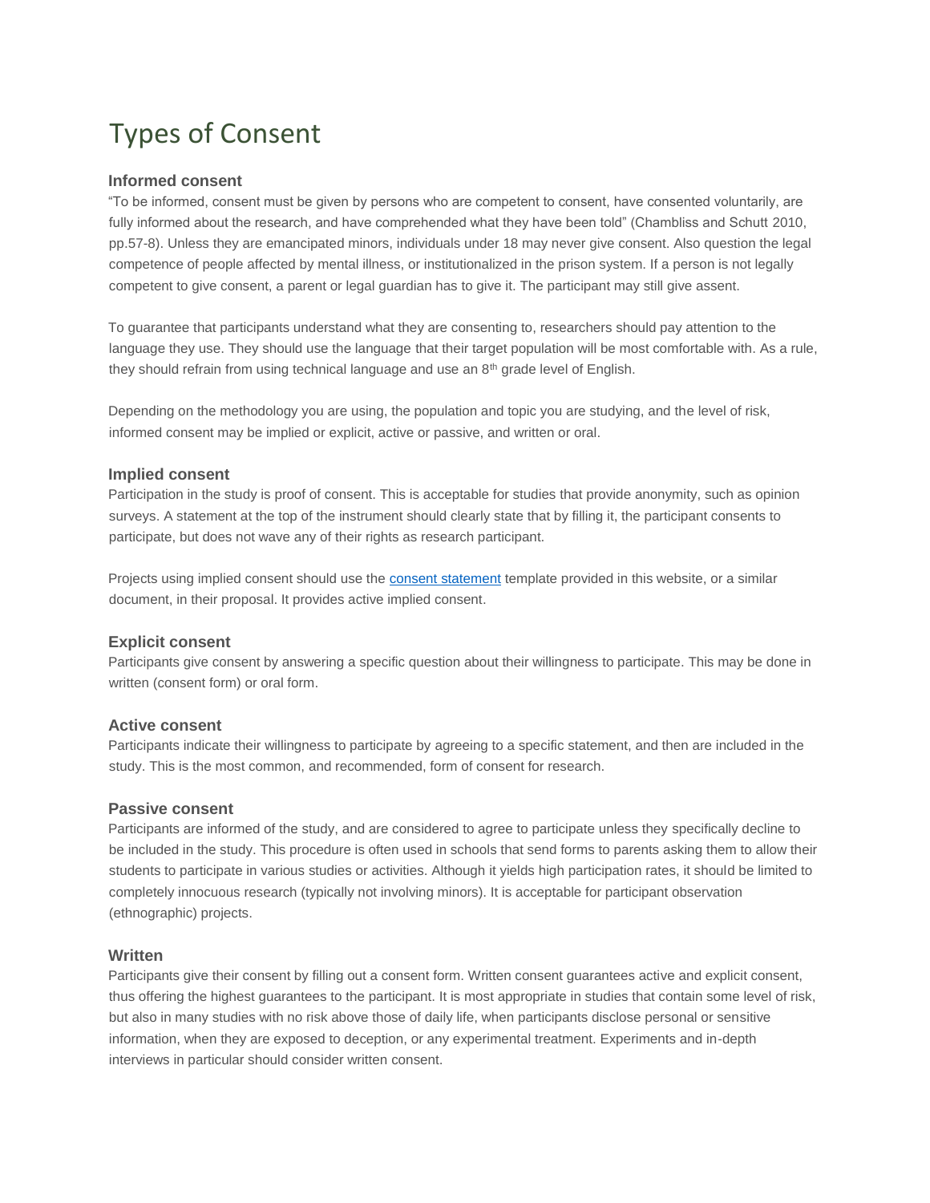# Types of Consent

### Informed consent

"To be informed, consent must be given by persons who are competent to consent, have consented voluntarily, are fully informed about the research, and have comprehended what they have been told" (Chambliss and Schutt 2010, pp.57-8). Unless they are emancipated minors, individuals under 18 may never give consent. Also question the legal competence of people affected by mental illness, or institutionalized in the prison system. If a person is not legally competent to give consent, a parent or legal guardian has to give it. The participant may still give assent.

To guarantee that participants understand what they are consenting to, researchers should pay attention to the language they use. They should use the language that their target population will be most comfortable with. As a rule, they should refrain from using technical language and use an 8th grade level of English.

Depending on the methodology you are using, the population and topic you are studying, and the level of risk, informed consent may be implied or explicit, active or passive, and written or oral.

### Implied consent

Participation in the study is proof of consent. This is acceptable for studies that provide anonymity, such as opinion surveys. A statement at the top of the instrument should clearly state that by filling it, the participant consents to participate, but does not wave any of their rights as research participant.

Projects using implied consent should use the consent statement template provided in this website, or a similar document, in their proposal. It provides active implied consent.

### Explicit consent

Participants give consent by answering a specific question about their willingness to participate. This may be done in written (consent form) or oral form.

### Active consent

Participants indicate their willingness to participate by agreeing to a specific statement, and then are included in the study. This is the most common, and recommended, form of consent for research.

### Passive consent

Participants are informed of the study, and are considered to agree to participate unless they specifically decline to be included in the study. This procedure is often used in schools that send forms to parents asking them to allow their students to participate in various studies or activities. Although it yields high participation rates, it should be limited to completely innocuous research (typically not involving minors). It is acceptable for participant observation (ethnographic) projects.

### Written

Participants give their consent by filling out a consent form. Written consent guarantees active and explicit consent, thus offering the highest guarantees to the participant. It is most appropriate in studies that contain some level of risk, but also in many studies with no risk above those of daily life, when participants disclose personal or sensitive information, when they are exposed to deception, or any experimental treatment. Experiments and in-depth interviews in particular should consider written consent.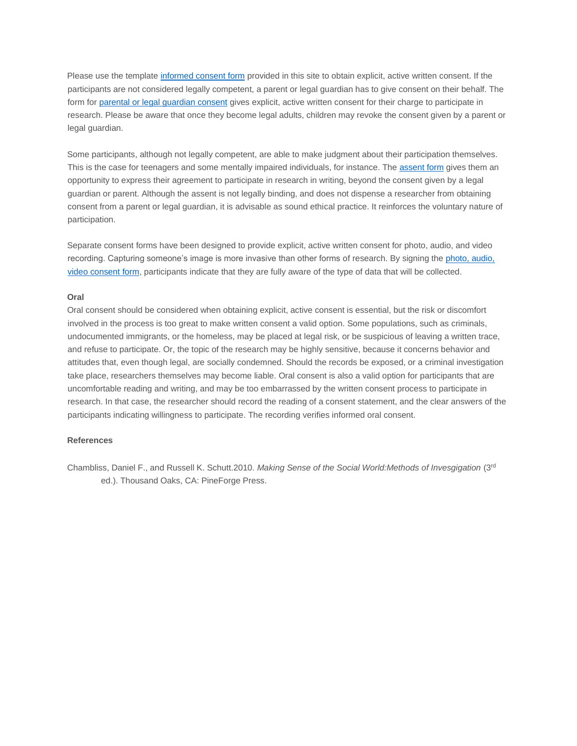Please use the template informed consent form provided in this site to obtain explicit, active written consent. If the participants are not considered legally competent, a parent or legal guardian has to give consent on their behalf. The form for parental or legal guardian consent gives explicit, active written consent for their charge to participate in research. Please be aware that once they become legal adults, children may revoke the consent given by a parent or legal guardian.

Some participants, although not legally competent, are able to make judgment about their participation themselves. This is the case for teenagers and some mentally impaired individuals, for instance. The assent form gives them an opportunity to express their agreement to participate in research in writing, beyond the consent given by a legal guardian or parent. Although the assent is not legally binding, and does not dispense a researcher from obtaining consent from a parent or legal guardian, it is advisable as sound ethical practice. It reinforces the voluntary nature of participation.

Separate consent forms have been designed to provide explicit, active written consent for photo, audio, and video recording. Capturing someone's image is more invasive than other forms of research. By signing the photo, audio, video consent form, participants indicate that they are fully aware of the type of data that will be collected.

**Oral**

Oral consent should be considered when obtaining explicit, active consent is essential, but the risk or discomfort involved in the process is too great to make written consent a valid option. Some populations, such as criminals, undocumented immigrants, or the homeless, may be placed at legal risk, or be suspicious of leaving a written trace, and refuse to participate. Or, the topic of the research may be highly sensitive, because it concerns behavior and attitudes that, even though legal, are socially condemned. Should the records be exposed, or a criminal investigation take place, researchers themselves may become liable. Oral consent is also a valid option for participants that are uncomfortable reading and writing, and may be too embarrassed by the written consent process to participate in research. In that case, the researcher should record the reading of a consent statement, and the clear answers of the participants indicating willingness to participate. The recording verifies informed oral consent.

**References**

Chambliss, Daniel F., and Russell K. Schutt.2010. *Making Sense of the Social World:Methods of Invesgigation* (3rd ed.). Thousand Oaks, CA: PineForge Press.